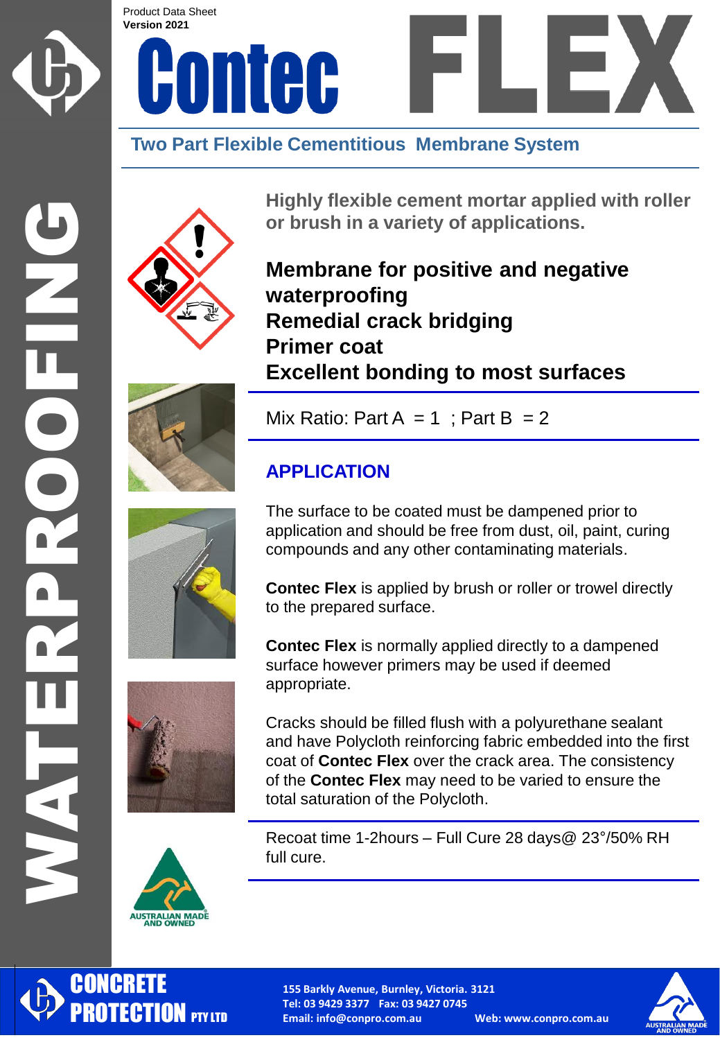Product Data Sheet
**Version 2021**

# Contec FLEX

## Two Part Flexible Cementitious Membrane System

WATERPROOFING

**Highly flexible cement mortar applied with roller or brush in a variety of applications.**

**Membrane for positive and negative waterproofing**
**Remedial crack bridging**
**Primer coat**
**Excellent bonding to most surfaces**

Mix Ratio: Part A = 1 ; Part B = 2

## APPLICATION

The surface to be coated must be dampened prior to application and should be free from dust, oil, paint, curing compounds and any other contaminating materials.

**Contec Flex** is applied by brush or roller or trowel directly to the prepared surface.

**Contec Flex** is normally applied directly to a dampened surface however primers may be used if deemed appropriate.

Cracks should be filled flush with a polyurethane sealant and have Polycloth reinforcing fabric embedded into the first coat of **Contec Flex** over the crack area. The consistency of the **Contec Flex** may need to be varied to ensure the total saturation of the Polycloth.

Recoat time 1-2hours – Full Cure 28 days@ 23°/50% RH full cure.

AUSTRALIAN MADE AND OWNED

**CONCRETE PROTECTION PTY LTD**

155 Barkly Avenue, Burnley, Victoria. 3121
Tel: 03 9429 3377 Fax: 03 9427 0745
Email: info@conpro.com.au Web: www.conpro.com.au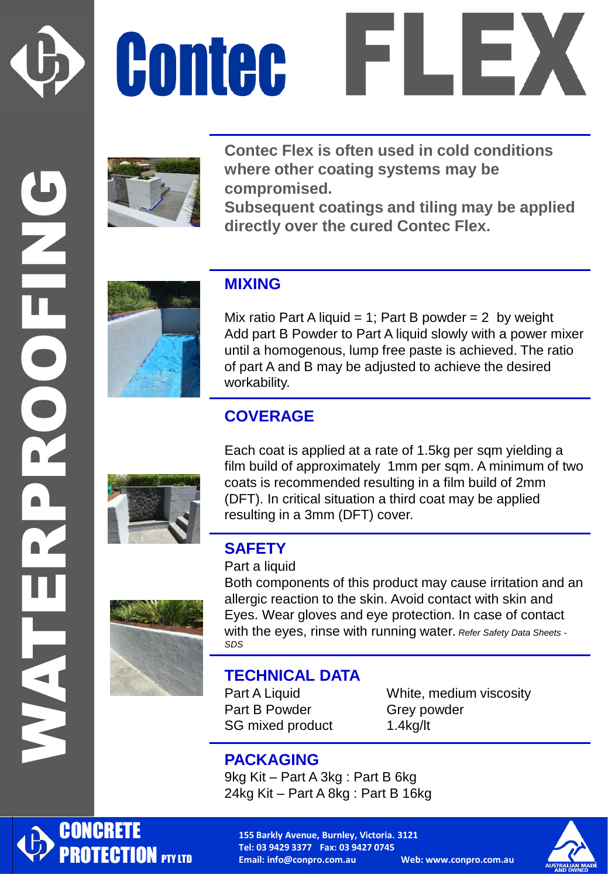# Contec FLEX

WATERPROOFING

**Contec Flex is often used in cold conditions where other coating systems may be compromised.**
**Subsequent coatings and tiling may be applied directly over the cured Contec Flex.**

## MIXING

Mix ratio Part A liquid = 1; Part B powder = 2 by weight
Add part B Powder to Part A liquid slowly with a power mixer until a homogenous, lump free paste is achieved. The ratio of part A and B may be adjusted to achieve the desired workability.

## COVERAGE

Each coat is applied at a rate of 1.5kg per sqm yielding a film build of approximately 1mm per sqm. A minimum of two coats is recommended resulting in a film build of 2mm (DFT). In critical situation a third coat may be applied resulting in a 3mm (DFT) cover.

## SAFETY

Part a liquid
Both components of this product may cause irritation and an allergic reaction to the skin. Avoid contact with skin and Eyes. Wear gloves and eye protection. In case of contact with the eyes, rinse with running water. *Refer Safety Data Sheets - SDS*

## TECHNICAL DATA

| | |
|---|---|
| Part A Liquid | White, medium viscosity |
| Part B Powder | Grey powder |
| SG mixed product | 1.4kg/lt |

## PACKAGING

9kg Kit – Part A 3kg : Part B 6kg
24kg Kit – Part A 8kg : Part B 16kg

**CONCRETE PROTECTION PTY LTD**

155 Barkly Avenue, Burnley, Victoria. 3121
Tel: 03 9429 3377 Fax: 03 9427 0745
Email: info@conpro.com.au Web: www.conpro.com.au

AUSTRALIAN MADE AND OWNED